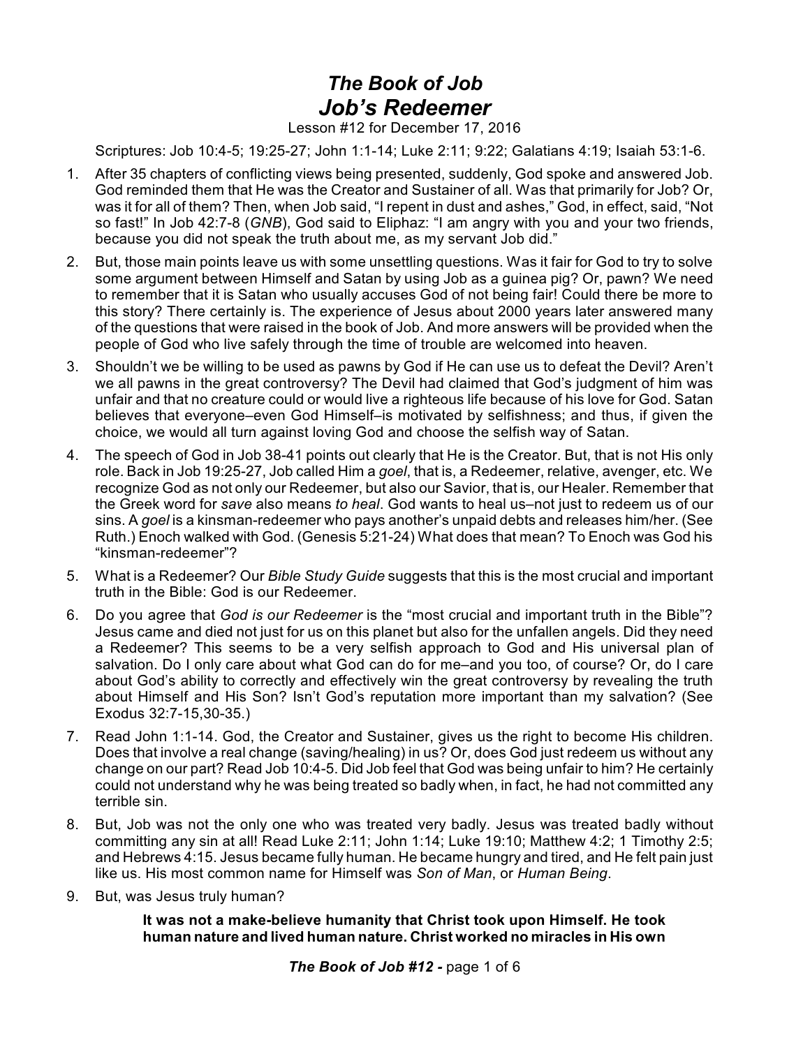# *The Book of Job*
# *Job's Redeemer*

Lesson #12 for December 17, 2016

Scriptures: Job 10:4-5; 19:25-27; John 1:1-14; Luke 2:11; 9:22; Galatians 4:19; Isaiah 53:1-6.

1. After 35 chapters of conflicting views being presented, suddenly, God spoke and answered Job. God reminded them that He was the Creator and Sustainer of all. Was that primarily for Job? Or, was it for all of them? Then, when Job said, "I repent in dust and ashes," God, in effect, said, "Not so fast!" In Job 42:7-8 (*GNB*), God said to Eliphaz: "I am angry with you and your two friends, because you did not speak the truth about me, as my servant Job did."
2. But, those main points leave us with some unsettling questions. Was it fair for God to try to solve some argument between Himself and Satan by using Job as a guinea pig? Or, pawn? We need to remember that it is Satan who usually accuses God of not being fair! Could there be more to this story? There certainly is. The experience of Jesus about 2000 years later answered many of the questions that were raised in the book of Job. And more answers will be provided when the people of God who live safely through the time of trouble are welcomed into heaven.
3. Shouldn't we be willing to be used as pawns by God if He can use us to defeat the Devil? Aren't we all pawns in the great controversy? The Devil had claimed that God's judgment of him was unfair and that no creature could or would live a righteous life because of his love for God. Satan believes that everyone–even God Himself–is motivated by selfishness; and thus, if given the choice, we would all turn against loving God and choose the selfish way of Satan.
4. The speech of God in Job 38-41 points out clearly that He is the Creator. But, that is not His only role. Back in Job 19:25-27, Job called Him a *goel*, that is, a Redeemer, relative, avenger, etc. We recognize God as not only our Redeemer, but also our Savior, that is, our Healer. Remember that the Greek word for *save* also means *to heal*. God wants to heal us–not just to redeem us of our sins. A *goel* is a kinsman-redeemer who pays another's unpaid debts and releases him/her. (See Ruth.) Enoch walked with God. (Genesis 5:21-24) What does that mean? To Enoch was God his "kinsman-redeemer"?
5. What is a Redeemer? Our *Bible Study Guide* suggests that this is the most crucial and important truth in the Bible: God is our Redeemer.
6. Do you agree that *God is our Redeemer* is the "most crucial and important truth in the Bible"? Jesus came and died not just for us on this planet but also for the unfallen angels. Did they need a Redeemer? This seems to be a very selfish approach to God and His universal plan of salvation. Do I only care about what God can do for me–and you too, of course? Or, do I care about God's ability to correctly and effectively win the great controversy by revealing the truth about Himself and His Son? Isn't God's reputation more important than my salvation? (See Exodus 32:7-15,30-35.)
7. Read John 1:1-14. God, the Creator and Sustainer, gives us the right to become His children. Does that involve a real change (saving/healing) in us? Or, does God just redeem us without any change on our part? Read Job 10:4-5. Did Job feel that God was being unfair to him? He certainly could not understand why he was being treated so badly when, in fact, he had not committed any terrible sin.
8. But, Job was not the only one who was treated very badly. Jesus was treated badly without committing any sin at all! Read Luke 2:11; John 1:14; Luke 19:10; Matthew 4:2; 1 Timothy 2:5; and Hebrews 4:15. Jesus became fully human. He became hungry and tired, and He felt pain just like us. His most common name for Himself was *Son of Man*, or *Human Being*.
9. But, was Jesus truly human?

> **It was not a make-believe humanity that Christ took upon Himself. He took human nature and lived human nature. Christ worked no miracles in His own**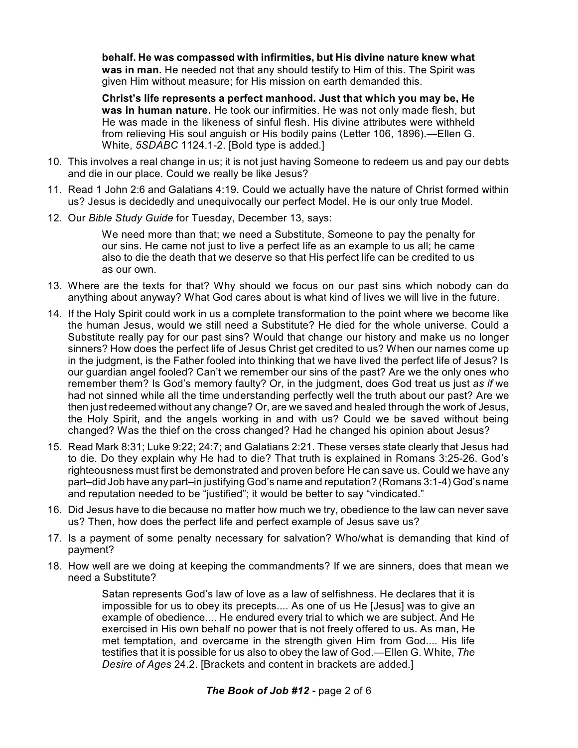> **behalf. He was compassed with infirmities, but His divine nature knew what was in man.** He needed not that any should testify to Him of this. The Spirit was given Him without measure; for His mission on earth demanded this.
>
> **Christ's life represents a perfect manhood. Just that which you may be, He was in human nature.** He took our infirmities. He was not only made flesh, but He was made in the likeness of sinful flesh. His divine attributes were withheld from relieving His soul anguish or His bodily pains (Letter 106, 1896).—Ellen G. White, *5SDABC* 1124.1-2. [Bold type is added.]

10. This involves a real change in us; it is not just having Someone to redeem us and pay our debts and die in our place. Could we really be like Jesus?
11. Read 1 John 2:6 and Galatians 4:19. Could we actually have the nature of Christ formed within us? Jesus is decidedly and unequivocally our perfect Model. He is our only true Model.
12. Our *Bible Study Guide* for Tuesday, December 13, says:

    > We need more than that; we need a Substitute, Someone to pay the penalty for our sins. He came not just to live a perfect life as an example to us all; he came also to die the death that we deserve so that His perfect life can be credited to us as our own.

13. Where are the texts for that? Why should we focus on our past sins which nobody can do anything about anyway? What God cares about is what kind of lives we will live in the future.
14. If the Holy Spirit could work in us a complete transformation to the point where we become like the human Jesus, would we still need a Substitute? He died for the whole universe. Could a Substitute really pay for our past sins? Would that change our history and make us no longer sinners? How does the perfect life of Jesus Christ get credited to us? When our names come up in the judgment, is the Father fooled into thinking that we have lived the perfect life of Jesus? Is our guardian angel fooled? Can't we remember our sins of the past? Are we the only ones who remember them? Is God's memory faulty? Or, in the judgment, does God treat us just *as if* we had not sinned while all the time understanding perfectly well the truth about our past? Are we then just redeemed without any change? Or, are we saved and healed through the work of Jesus, the Holy Spirit, and the angels working in and with us? Could we be saved without being changed? Was the thief on the cross changed? Had he changed his opinion about Jesus?
15. Read Mark 8:31; Luke 9:22; 24:7; and Galatians 2:21. These verses state clearly that Jesus had to die. Do they explain why He had to die? That truth is explained in Romans 3:25-26. God's righteousness must first be demonstrated and proven before He can save us. Could we have any part–did Job have any part–in justifying God's name and reputation? (Romans 3:1-4) God's name and reputation needed to be "justified"; it would be better to say "vindicated."
16. Did Jesus have to die because no matter how much we try, obedience to the law can never save us? Then, how does the perfect life and perfect example of Jesus save us?
17. Is a payment of some penalty necessary for salvation? Who/what is demanding that kind of payment?
18. How well are we doing at keeping the commandments? If we are sinners, does that mean we need a Substitute?

    > Satan represents God's law of love as a law of selfishness. He declares that it is impossible for us to obey its precepts.... As one of us He [Jesus] was to give an example of obedience.... He endured every trial to which we are subject. And He exercised in His own behalf no power that is not freely offered to us. As man, He met temptation, and overcame in the strength given Him from God.... His life testifies that it is possible for us also to obey the law of God.—Ellen G. White, *The Desire of Ages* 24.2. [Brackets and content in brackets are added.]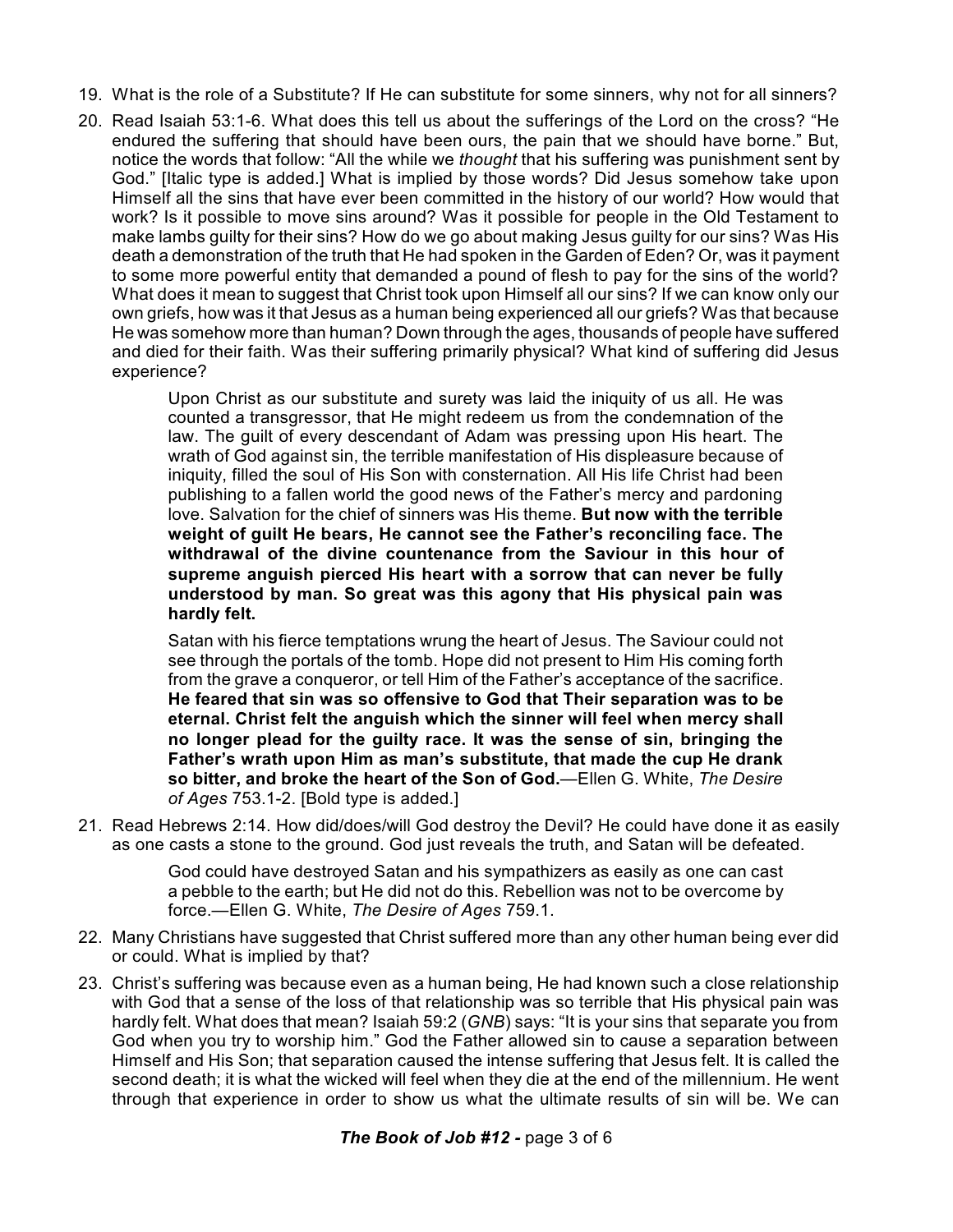19. What is the role of a Substitute? If He can substitute for some sinners, why not for all sinners?

20. Read Isaiah 53:1-6. What does this tell us about the sufferings of the Lord on the cross? "He endured the suffering that should have been ours, the pain that we should have borne." But, notice the words that follow: "All the while we *thought* that his suffering was punishment sent by God." [Italic type is added.] What is implied by those words? Did Jesus somehow take upon Himself all the sins that have ever been committed in the history of our world? How would that work? Is it possible to move sins around? Was it possible for people in the Old Testament to make lambs guilty for their sins? How do we go about making Jesus guilty for our sins? Was His death a demonstration of the truth that He had spoken in the Garden of Eden? Or, was it payment to some more powerful entity that demanded a pound of flesh to pay for the sins of the world? What does it mean to suggest that Christ took upon Himself all our sins? If we can know only our own griefs, how was it that Jesus as a human being experienced all our griefs? Was that because He was somehow more than human? Down through the ages, thousands of people have suffered and died for their faith. Was their suffering primarily physical? What kind of suffering did Jesus experience?

    > Upon Christ as our substitute and surety was laid the iniquity of us all. He was counted a transgressor, that He might redeem us from the condemnation of the law. The guilt of every descendant of Adam was pressing upon His heart. The wrath of God against sin, the terrible manifestation of His displeasure because of iniquity, filled the soul of His Son with consternation. All His life Christ had been publishing to a fallen world the good news of the Father's mercy and pardoning love. Salvation for the chief of sinners was His theme. **But now with the terrible weight of guilt He bears, He cannot see the Father's reconciling face. The withdrawal of the divine countenance from the Saviour in this hour of supreme anguish pierced His heart with a sorrow that can never be fully understood by man. So great was this agony that His physical pain was hardly felt.**
    >
    > Satan with his fierce temptations wrung the heart of Jesus. The Saviour could not see through the portals of the tomb. Hope did not present to Him His coming forth from the grave a conqueror, or tell Him of the Father's acceptance of the sacrifice. **He feared that sin was so offensive to God that Their separation was to be eternal. Christ felt the anguish which the sinner will feel when mercy shall no longer plead for the guilty race. It was the sense of sin, bringing the Father's wrath upon Him as man's substitute, that made the cup He drank so bitter, and broke the heart of the Son of God.**—Ellen G. White, *The Desire of Ages* 753.1-2. [Bold type is added.]

21. Read Hebrews 2:14. How did/does/will God destroy the Devil? He could have done it as easily as one casts a stone to the ground. God just reveals the truth, and Satan will be defeated.

    > God could have destroyed Satan and his sympathizers as easily as one can cast a pebble to the earth; but He did not do this. Rebellion was not to be overcome by force.—Ellen G. White, *The Desire of Ages* 759.1.

22. Many Christians have suggested that Christ suffered more than any other human being ever did or could. What is implied by that?

23. Christ's suffering was because even as a human being, He had known such a close relationship with God that a sense of the loss of that relationship was so terrible that His physical pain was hardly felt. What does that mean? Isaiah 59:2 (*GNB*) says: "It is your sins that separate you from God when you try to worship him." God the Father allowed sin to cause a separation between Himself and His Son; that separation caused the intense suffering that Jesus felt. It is called the second death; it is what the wicked will feel when they die at the end of the millennium. He went through that experience in order to show us what the ultimate results of sin will be. We can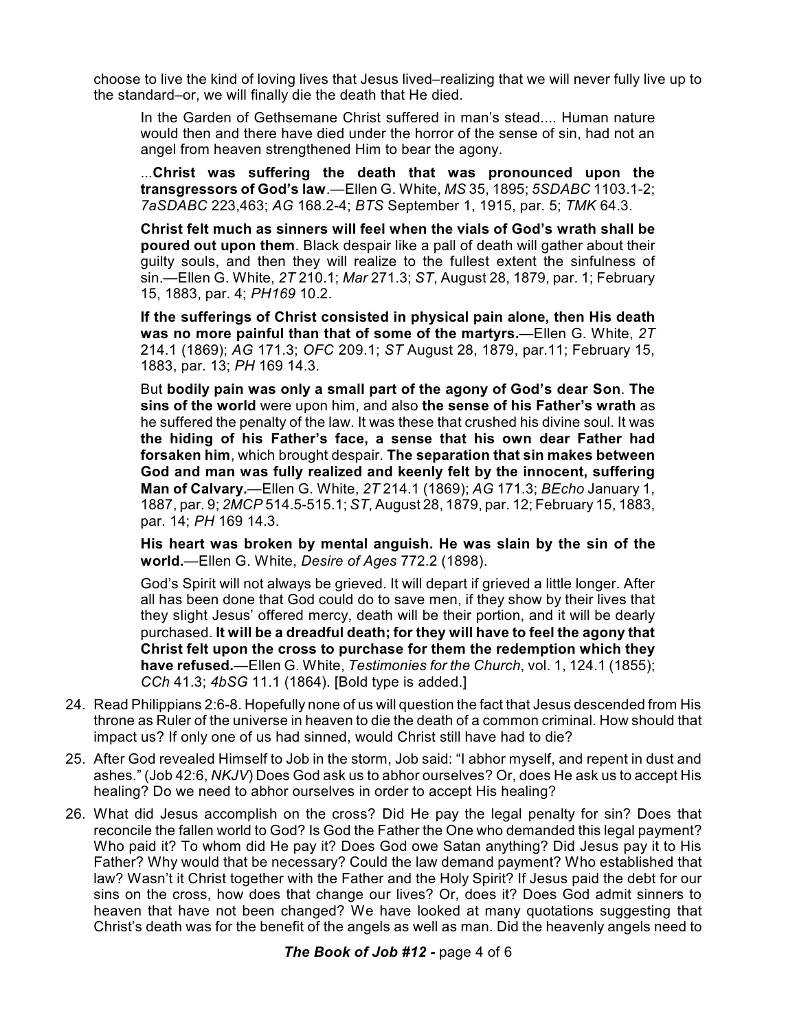choose to live the kind of loving lives that Jesus lived–realizing that we will never fully live up to the standard–or, we will finally die the death that He died.

> In the Garden of Gethsemane Christ suffered in man's stead.... Human nature would then and there have died under the horror of the sense of sin, had not an angel from heaven strengthened Him to bear the agony.
>
> ...**Christ was suffering the death that was pronounced upon the transgressors of God's law**.—Ellen G. White, *MS* 35, 1895; *5SDABC* 1103.1-2; *7aSDABC* 223,463; *AG* 168.2-4; *BTS* September 1, 1915, par. 5; *TMK* 64.3.
>
> **Christ felt much as sinners will feel when the vials of God's wrath shall be poured out upon them**. Black despair like a pall of death will gather about their guilty souls, and then they will realize to the fullest extent the sinfulness of sin.—Ellen G. White, *2T* 210.1; *Mar* 271.3; *ST*, August 28, 1879, par. 1; February 15, 1883, par. 4; *PH169* 10.2.
>
> **If the sufferings of Christ consisted in physical pain alone, then His death was no more painful than that of some of the martyrs.**—Ellen G. White, *2T* 214.1 (1869); *AG* 171.3; *OFC* 209.1; *ST* August 28, 1879, par.11; February 15, 1883, par. 13; *PH* 169 14.3.
>
> But **bodily pain was only a small part of the agony of God's dear Son**. **The sins of the world** were upon him, and also **the sense of his Father's wrath** as he suffered the penalty of the law. It was these that crushed his divine soul. It was **the hiding of his Father's face, a sense that his own dear Father had forsaken him**, which brought despair. **The separation that sin makes between God and man was fully realized and keenly felt by the innocent, suffering Man of Calvary.**—Ellen G. White, *2T* 214.1 (1869); *AG* 171.3; *BEcho* January 1, 1887, par. 9; *2MCP* 514.5-515.1; *ST*, August 28, 1879, par. 12; February 15, 1883, par. 14; *PH* 169 14.3.
>
> **His heart was broken by mental anguish. He was slain by the sin of the world.**—Ellen G. White, *Desire of Ages* 772.2 (1898).
>
> God's Spirit will not always be grieved. It will depart if grieved a little longer. After all has been done that God could do to save men, if they show by their lives that they slight Jesus' offered mercy, death will be their portion, and it will be dearly purchased. **It will be a dreadful death; for they will have to feel the agony that Christ felt upon the cross to purchase for them the redemption which they have refused.**—Ellen G. White, *Testimonies for the Church*, vol. 1, 124.1 (1855); *CCh* 41.3; *4bSG* 11.1 (1864). [Bold type is added.]

24. Read Philippians 2:6-8. Hopefully none of us will question the fact that Jesus descended from His throne as Ruler of the universe in heaven to die the death of a common criminal. How should that impact us? If only one of us had sinned, would Christ still have had to die?

25. After God revealed Himself to Job in the storm, Job said: "I abhor myself, and repent in dust and ashes." (Job 42:6, *NKJV*) Does God ask us to abhor ourselves? Or, does He ask us to accept His healing? Do we need to abhor ourselves in order to accept His healing?

26. What did Jesus accomplish on the cross? Did He pay the legal penalty for sin? Does that reconcile the fallen world to God? Is God the Father the One who demanded this legal payment? Who paid it? To whom did He pay it? Does God owe Satan anything? Did Jesus pay it to His Father? Why would that be necessary? Could the law demand payment? Who established that law? Wasn't it Christ together with the Father and the Holy Spirit? If Jesus paid the debt for our sins on the cross, how does that change our lives? Or, does it? Does God admit sinners to heaven that have not been changed? We have looked at many quotations suggesting that Christ's death was for the benefit of the angels as well as man. Did the heavenly angels need to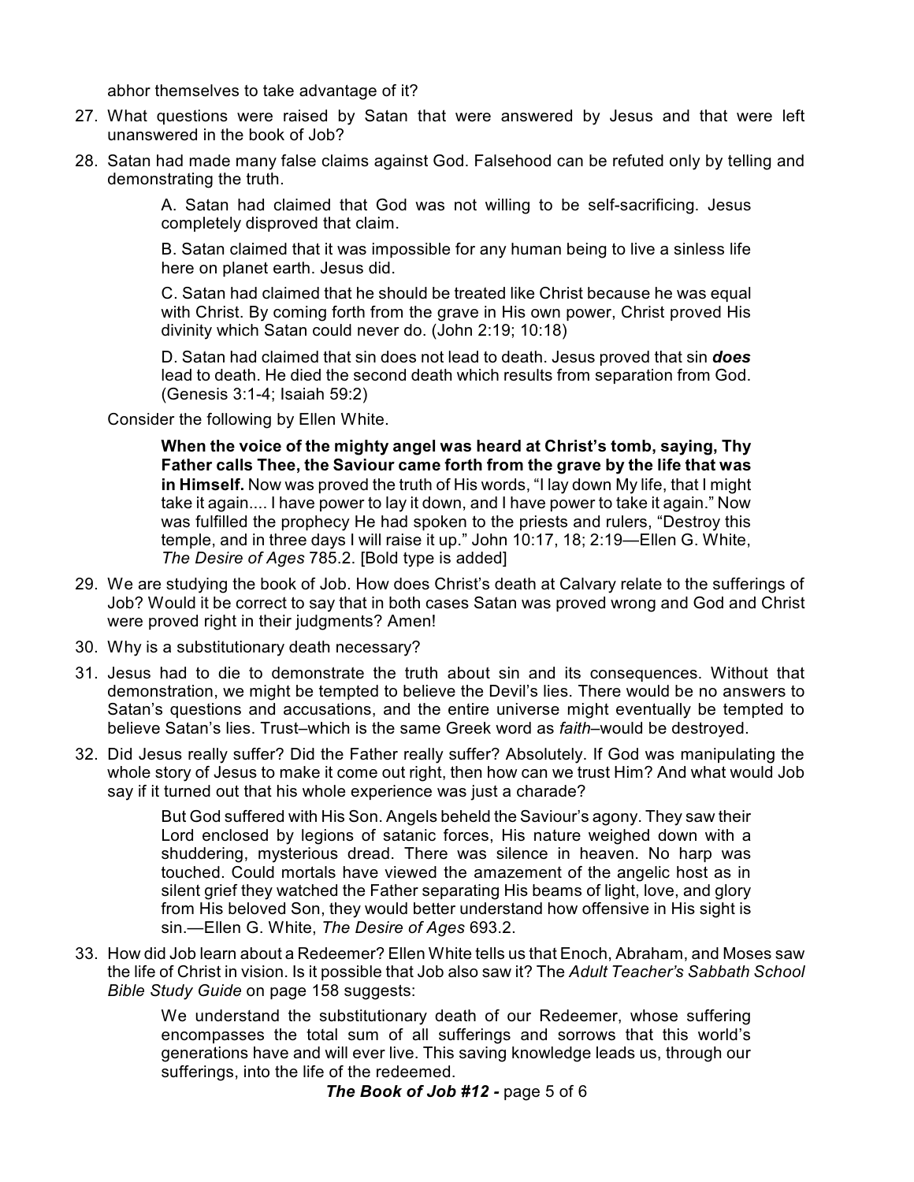abhor themselves to take advantage of it?

27. What questions were raised by Satan that were answered by Jesus and that were left unanswered in the book of Job?

28. Satan had made many false claims against God. Falsehood can be refuted only by telling and demonstrating the truth.

   > A. Satan had claimed that God was not willing to be self-sacrificing. Jesus completely disproved that claim.
   >
   > B. Satan claimed that it was impossible for any human being to live a sinless life here on planet earth. Jesus did.
   >
   > C. Satan had claimed that he should be treated like Christ because he was equal with Christ. By coming forth from the grave in His own power, Christ proved His divinity which Satan could never do. (John 2:19; 10:18)
   >
   > D. Satan had claimed that sin does not lead to death. Jesus proved that sin ***does*** lead to death. He died the second death which results from separation from God. (Genesis 3:1-4; Isaiah 59:2)

   Consider the following by Ellen White.

   > **When the voice of the mighty angel was heard at Christ's tomb, saying, Thy Father calls Thee, the Saviour came forth from the grave by the life that was in Himself.** Now was proved the truth of His words, "I lay down My life, that I might take it again.... I have power to lay it down, and I have power to take it again." Now was fulfilled the prophecy He had spoken to the priests and rulers, "Destroy this temple, and in three days I will raise it up." John 10:17, 18; 2:19—Ellen G. White, *The Desire of Ages* 785.2. [Bold type is added]

29. We are studying the book of Job. How does Christ's death at Calvary relate to the sufferings of Job? Would it be correct to say that in both cases Satan was proved wrong and God and Christ were proved right in their judgments? Amen!

30. Why is a substitutionary death necessary?

31. Jesus had to die to demonstrate the truth about sin and its consequences. Without that demonstration, we might be tempted to believe the Devil's lies. There would be no answers to Satan's questions and accusations, and the entire universe might eventually be tempted to believe Satan's lies. Trust–which is the same Greek word as *faith*–would be destroyed.

32. Did Jesus really suffer? Did the Father really suffer? Absolutely. If God was manipulating the whole story of Jesus to make it come out right, then how can we trust Him? And what would Job say if it turned out that his whole experience was just a charade?

   > But God suffered with His Son. Angels beheld the Saviour's agony. They saw their Lord enclosed by legions of satanic forces, His nature weighed down with a shuddering, mysterious dread. There was silence in heaven. No harp was touched. Could mortals have viewed the amazement of the angelic host as in silent grief they watched the Father separating His beams of light, love, and glory from His beloved Son, they would better understand how offensive in His sight is sin.—Ellen G. White, *The Desire of Ages* 693.2.

33. How did Job learn about a Redeemer? Ellen White tells us that Enoch, Abraham, and Moses saw the life of Christ in vision. Is it possible that Job also saw it? The *Adult Teacher's Sabbath School Bible Study Guide* on page 158 suggests:

   > We understand the substitutionary death of our Redeemer, whose suffering encompasses the total sum of all sufferings and sorrows that this world's generations have and will ever live. This saving knowledge leads us, through our sufferings, into the life of the redeemed.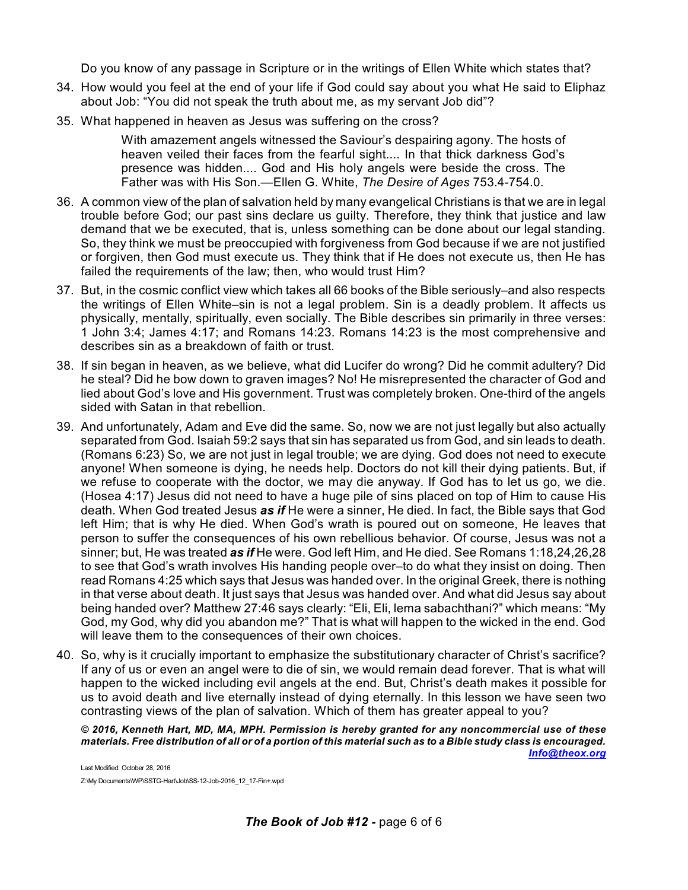Do you know of any passage in Scripture or in the writings of Ellen White which states that?

34. How would you feel at the end of your life if God could say about you what He said to Eliphaz about Job: "You did not speak the truth about me, as my servant Job did"?

35. What happened in heaven as Jesus was suffering on the cross?

    > With amazement angels witnessed the Saviour's despairing agony. The hosts of heaven veiled their faces from the fearful sight.... In that thick darkness God's presence was hidden.... God and His holy angels were beside the cross. The Father was with His Son.—Ellen G. White, *The Desire of Ages* 753.4-754.0.

36. A common view of the plan of salvation held by many evangelical Christians is that we are in legal trouble before God; our past sins declare us guilty. Therefore, they think that justice and law demand that we be executed, that is, unless something can be done about our legal standing. So, they think we must be preoccupied with forgiveness from God because if we are not justified or forgiven, then God must execute us. They think that if He does not execute us, then He has failed the requirements of the law; then, who would trust Him?

37. But, in the cosmic conflict view which takes all 66 books of the Bible seriously–and also respects the writings of Ellen White–sin is not a legal problem. Sin is a deadly problem. It affects us physically, mentally, spiritually, even socially. The Bible describes sin primarily in three verses: 1 John 3:4; James 4:17; and Romans 14:23. Romans 14:23 is the most comprehensive and describes sin as a breakdown of faith or trust.

38. If sin began in heaven, as we believe, what did Lucifer do wrong? Did he commit adultery? Did he steal? Did he bow down to graven images? No! He misrepresented the character of God and lied about God's love and His government. Trust was completely broken. One-third of the angels sided with Satan in that rebellion.

39. And unfortunately, Adam and Eve did the same. So, now we are not just legally but also actually separated from God. Isaiah 59:2 says that sin has separated us from God, and sin leads to death. (Romans 6:23) So, we are not just in legal trouble; we are dying. God does not need to execute anyone! When someone is dying, he needs help. Doctors do not kill their dying patients. But, if we refuse to cooperate with the doctor, we may die anyway. If God has to let us go, we die. (Hosea 4:17) Jesus did not need to have a huge pile of sins placed on top of Him to cause His death. When God treated Jesus ***as if*** He were a sinner, He died. In fact, the Bible says that God left Him; that is why He died. When God's wrath is poured out on someone, He leaves that person to suffer the consequences of his own rebellious behavior. Of course, Jesus was not a sinner; but, He was treated ***as if*** He were. God left Him, and He died. See Romans 1:18,24,26,28 to see that God's wrath involves His handing people over–to do what they insist on doing. Then read Romans 4:25 which says that Jesus was handed over. In the original Greek, there is nothing in that verse about death. It just says that Jesus was handed over. And what did Jesus say about being handed over? Matthew 27:46 says clearly: "Eli, Eli, lema sabachthani?" which means: "My God, my God, why did you abandon me?" That is what will happen to the wicked in the end. God will leave them to the consequences of their own choices.

40. So, why is it crucially important to emphasize the substitutionary character of Christ's sacrifice? If any of us or even an angel were to die of sin, we would remain dead forever. That is what will happen to the wicked including evil angels at the end. But, Christ's death makes it possible for us to avoid death and live eternally instead of dying eternally. In this lesson we have seen two contrasting views of the plan of salvation. Which of them has greater appeal to you?

***© 2016, Kenneth Hart, MD, MA, MPH. Permission is hereby granted for any noncommercial use of these materials. Free distribution of all or of a portion of this material such as to a Bible study class is encouraged.*** ***Info@theox.org***

Last Modified: October 28, 2016

Z:\My Documents\WP\SSTG-Hart\Job\SS-12-Job-2016_12_17-Fin+.wpd